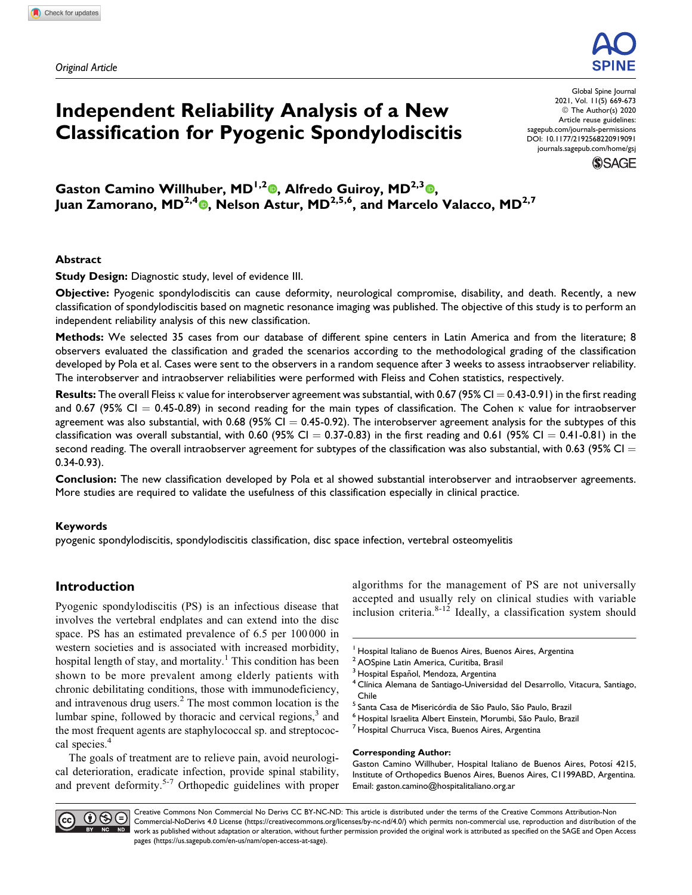Original Article

# Independent Reliability Analysis of a New Classification for Pyogenic Spondylodiscitis

**Gaston Camino Willhuber, MD[1,2], Alfredo Guiroy, MD[2,3], Juan Zamorano, MD[2,4], Nelson Astur, MD[2,5,6], and Marcelo Valacco, MD[2,7]**

## Abstract

**Study Design:** Diagnostic study, level of evidence III.

**Objective:** Pyogenic spondylodiscitis can cause deformity, neurological compromise, disability, and death. Recently, a new classification of spondylodiscitis based on magnetic resonance imaging was published. The objective of this study is to perform an independent reliability analysis of this new classification.

**Methods:** We selected 35 cases from our database of different spine centers in Latin America and from the literature; 8 observers evaluated the classification and graded the scenarios according to the methodological grading of the classification developed by Pola et al. Cases were sent to the observers in a random sequence after 3 weeks to assess intraobserver reliability. The interobserver and intraobserver reliabilities were performed with Fleiss and Cohen statistics, respectively.

**Results:** The overall Fleiss $\kappa$ value for interobserver agreement was substantial, with 0.67 (95% CI = 0.43-0.91) in the first reading and 0.67 (95% CI = 0.45-0.89) in second reading for the main types of classification. The Cohen $\kappa$ value for intraobserver agreement was also substantial, with 0.68 (95% CI = 0.45-0.92). The interobserver agreement analysis for the subtypes of this classification was overall substantial, with 0.60 (95% CI = 0.37-0.83) in the first reading and 0.61 (95% CI = 0.41-0.81) in the second reading. The overall intraobserver agreement for subtypes of the classification was also substantial, with 0.63 (95% CI = 0.34-0.93).

**Conclusion:** The new classification developed by Pola et al showed substantial interobserver and intraobserver agreements. More studies are required to validate the usefulness of this classification especially in clinical practice.

### Keywords

pyogenic spondylodiscitis, spondylodiscitis classification, disc space infection, vertebral osteomyelitis

## Introduction

Pyogenic spondylodiscitis (PS) is an infectious disease that involves the vertebral endplates and can extend into the disc space. PS has an estimated prevalence of 6.5 per 100 000 in western societies and is associated with increased morbidity, hospital length of stay, and mortality.[1] This condition has been shown to be more prevalent among elderly patients with chronic debilitating conditions, those with immunodeficiency, and intravenous drug users.[2] The most common location is the lumbar spine, followed by thoracic and cervical regions,[3] and the most frequent agents are staphylococcal sp. and streptococcal species.[4]

The goals of treatment are to relieve pain, avoid neurological deterioration, eradicate infection, provide spinal stability, and prevent deformity.[5-7] Orthopedic guidelines with proper algorithms for the management of PS are not universally accepted and usually rely on clinical studies with variable inclusion criteria.[8-12] Ideally, a classification system should

---

[1] Hospital Italiano de Buenos Aires, Buenos Aires, Argentina
[2] AOSpine Latin America, Curitiba, Brasil
[3] Hospital Español, Mendoza, Argentina
[4] Clínica Alemana de Santiago-Universidad del Desarrollo, Vitacura, Santiago, Chile
[5] Santa Casa de Misericórdia de São Paulo, São Paulo, Brazil
[6] Hospital Israelita Albert Einstein, Morumbi, São Paulo, Brazil
[7] Hospital Churruca Visca, Buenos Aires, Argentina

**Corresponding Author:**
Gaston Camino Willhuber, Hospital Italiano de Buenos Aires, Potosí 4215, Institute of Orthopedics Buenos Aires, Buenos Aires, C1199ABD, Argentina.
Email: gaston.camino@hospitalitaliano.org.ar

Creative Commons Non Commercial No Derivs CC BY-NC-ND: This article is distributed under the terms of the Creative Commons Attribution-Non Commercial-NoDerivs 4.0 License (https://creativecommons.org/licenses/by-nc-nd/4.0/) which permits non-commercial use, reproduction and distribution of the work as published without adaptation or alteration, without further permission provided the original work is attributed as specified on the SAGE and Open Access pages (https://us.sagepub.com/en-us/nam/open-access-at-sage).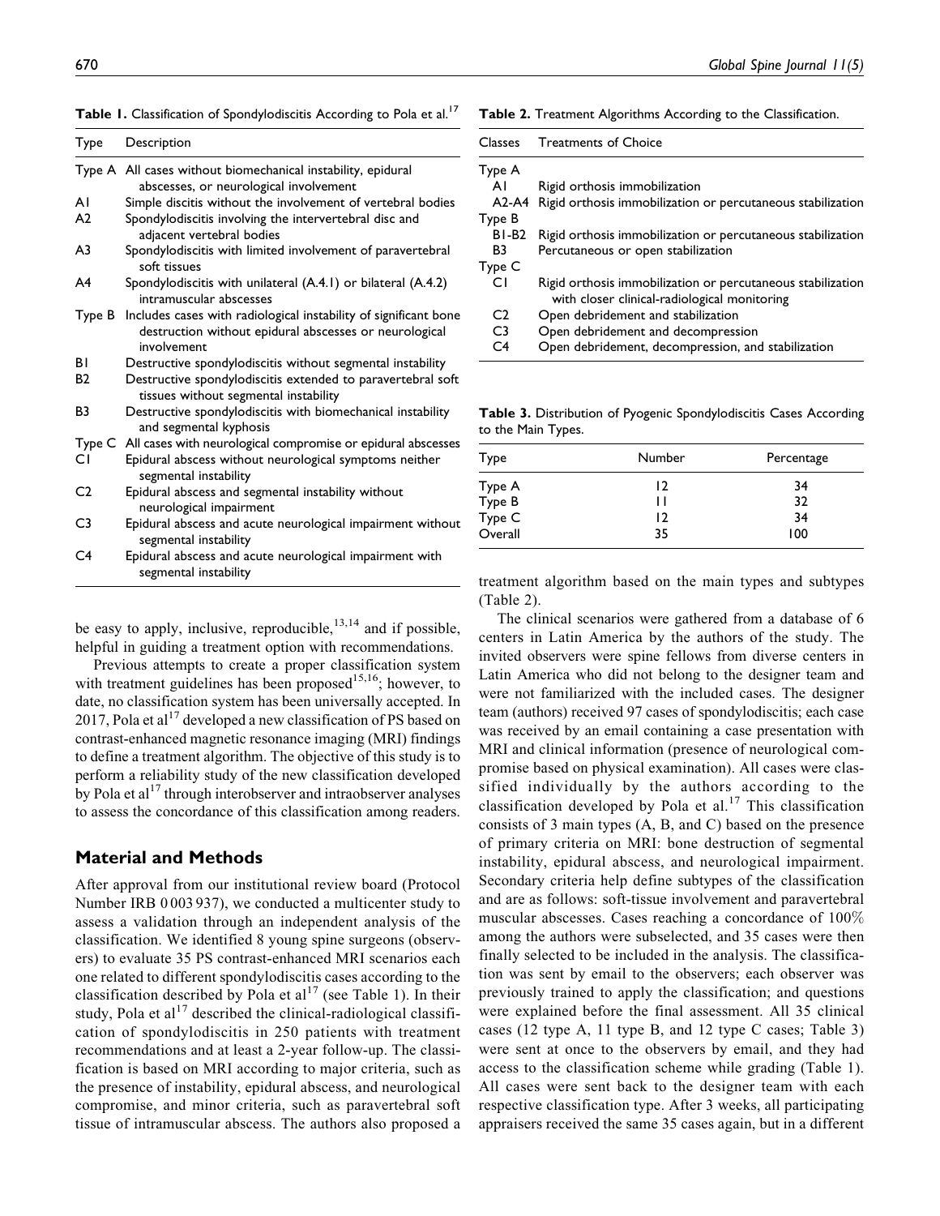**Table 1.** Classification of Spondylodiscitis According to Pola et al.[17]

| Type | Description |
|---|---|
| Type A | All cases without biomechanical instability, epidural abscesses, or neurological involvement |
| A1 | Simple discitis without the involvement of vertebral bodies |
| A2 | Spondylodiscitis involving the intervertebral disc and adjacent vertebral bodies |
| A3 | Spondylodiscitis with limited involvement of paravertebral soft tissues |
| A4 | Spondylodiscitis with unilateral (A.4.1) or bilateral (A.4.2) intramuscular abscesses |
| Type B | Includes cases with radiological instability of significant bone destruction without epidural abscesses or neurological involvement |
| B1 | Destructive spondylodiscitis without segmental instability |
| B2 | Destructive spondylodiscitis extended to paravertebral soft tissues without segmental instability |
| B3 | Destructive spondylodiscitis with biomechanical instability and segmental kyphosis |
| Type C | All cases with neurological compromise or epidural abscesses |
| C1 | Epidural abscess without neurological symptoms neither segmental instability |
| C2 | Epidural abscess and segmental instability without neurological impairment |
| C3 | Epidural abscess and acute neurological impairment without segmental instability |
| C4 | Epidural abscess and acute neurological impairment with segmental instability |

be easy to apply, inclusive, reproducible,[13,14] and if possible, helpful in guiding a treatment option with recommendations.

Previous attempts to create a proper classification system with treatment guidelines has been proposed[15,16]; however, to date, no classification system has been universally accepted. In 2017, Pola et al[17] developed a new classification of PS based on contrast-enhanced magnetic resonance imaging (MRI) findings to define a treatment algorithm. The objective of this study is to perform a reliability study of the new classification developed by Pola et al[17] through interobserver and intraobserver analyses to assess the concordance of this classification among readers.

## Material and Methods

After approval from our institutional review board (Protocol Number IRB 0 003 937), we conducted a multicenter study to assess a validation through an independent analysis of the classification. We identified 8 young spine surgeons (observers) to evaluate 35 PS contrast-enhanced MRI scenarios each one related to different spondylodiscitis cases according to the classification described by Pola et al[17] (see Table 1). In their study, Pola et al[17] described the clinical-radiological classification of spondylodiscitis in 250 patients with treatment recommendations and at least a 2-year follow-up. The classification is based on MRI according to major criteria, such as the presence of instability, epidural abscess, and neurological compromise, and minor criteria, such as paravertebral soft tissue of intramuscular abscess. The authors also proposed a treatment algorithm based on the main types and subtypes (Table 2).

**Table 2.** Treatment Algorithms According to the Classification.

| Classes | Treatments of Choice |
|---|---|
| Type A | |
| A1 | Rigid orthosis immobilization |
| A2-A4 | Rigid orthosis immobilization or percutaneous stabilization |
| Type B | |
| B1-B2 | Rigid orthosis immobilization or percutaneous stabilization |
| B3 | Percutaneous or open stabilization |
| Type C | |
| C1 | Rigid orthosis immobilization or percutaneous stabilization with closer clinical-radiological monitoring |
| C2 | Open debridement and stabilization |
| C3 | Open debridement and decompression |
| C4 | Open debridement, decompression, and stabilization |

**Table 3.** Distribution of Pyogenic Spondylodiscitis Cases According to the Main Types.

| Type | Number | Percentage |
|---|---|---|
| Type A | 12 | 34 |
| Type B | 11 | 32 |
| Type C | 12 | 34 |
| Overall | 35 | 100 |

The clinical scenarios were gathered from a database of 6 centers in Latin America by the authors of the study. The invited observers were spine fellows from diverse centers in Latin America who did not belong to the designer team and were not familiarized with the included cases. The designer team (authors) received 97 cases of spondylodiscitis; each case was received by an email containing a case presentation with MRI and clinical information (presence of neurological compromise based on physical examination). All cases were classified individually by the authors according to the classification developed by Pola et al.[17] This classification consists of 3 main types (A, B, and C) based on the presence of primary criteria on MRI: bone destruction of segmental instability, epidural abscess, and neurological impairment. Secondary criteria help define subtypes of the classification and are as follows: soft-tissue involvement and paravertebral muscular abscesses. Cases reaching a concordance of 100% among the authors were subselected, and 35 cases were then finally selected to be included in the analysis. The classification was sent by email to the observers; each observer was previously trained to apply the classification; and questions were explained before the final assessment. All 35 clinical cases (12 type A, 11 type B, and 12 type C cases; Table 3) were sent at once to the observers by email, and they had access to the classification scheme while grading (Table 1). All cases were sent back to the designer team with each respective classification type. After 3 weeks, all participating appraisers received the same 35 cases again, but in a different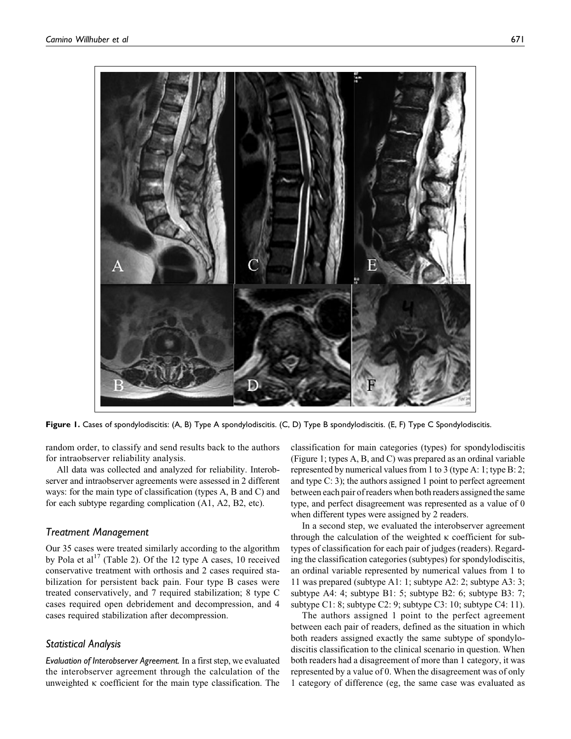Figure 1. Cases of spondylodiscitis: (A, B) Type A spondylodiscitis. (C, D) Type B spondylodiscitis. (E, F) Type C Spondylodiscitis.

random order, to classify and send results back to the authors for intraobserver reliability analysis.

All data was collected and analyzed for reliability. Interobserver and intraobserver agreements were assessed in 2 different ways: for the main type of classification (types A, B and C) and for each subtype regarding complication (A1, A2, B2, etc).

### Treatment Management

Our 35 cases were treated similarly according to the algorithm by Pola et al[17] (Table 2). Of the 12 type A cases, 10 received conservative treatment with orthosis and 2 cases required stabilization for persistent back pain. Four type B cases were treated conservatively, and 7 required stabilization; 8 type C cases required open debridement and decompression, and 4 cases required stabilization after decompression.

### Statistical Analysis

*Evaluation of Interobserver Agreement.* In a first step, we evaluated the interobserver agreement through the calculation of the unweighted κ coefficient for the main type classification. The classification for main categories (types) for spondylodiscitis (Figure 1; types A, B, and C) was prepared as an ordinal variable represented by numerical values from 1 to 3 (type A: 1; type B: 2; and type C: 3); the authors assigned 1 point to perfect agreement between each pair of readers when both readers assigned the same type, and perfect disagreement was represented as a value of 0 when different types were assigned by 2 readers.

In a second step, we evaluated the interobserver agreement through the calculation of the weighted κ coefficient for subtypes of classification for each pair of judges (readers). Regarding the classification categories (subtypes) for spondylodiscitis, an ordinal variable represented by numerical values from 1 to 11 was prepared (subtype A1: 1; subtype A2: 2; subtype A3: 3; subtype A4: 4; subtype B1: 5; subtype B2: 6; subtype B3: 7; subtype C1: 8; subtype C2: 9; subtype C3: 10; subtype C4: 11).

The authors assigned 1 point to the perfect agreement between each pair of readers, defined as the situation in which both readers assigned exactly the same subtype of spondylodiscitis classification to the clinical scenario in question. When both readers had a disagreement of more than 1 category, it was represented by a value of 0. When the disagreement was of only 1 category of difference (eg, the same case was evaluated as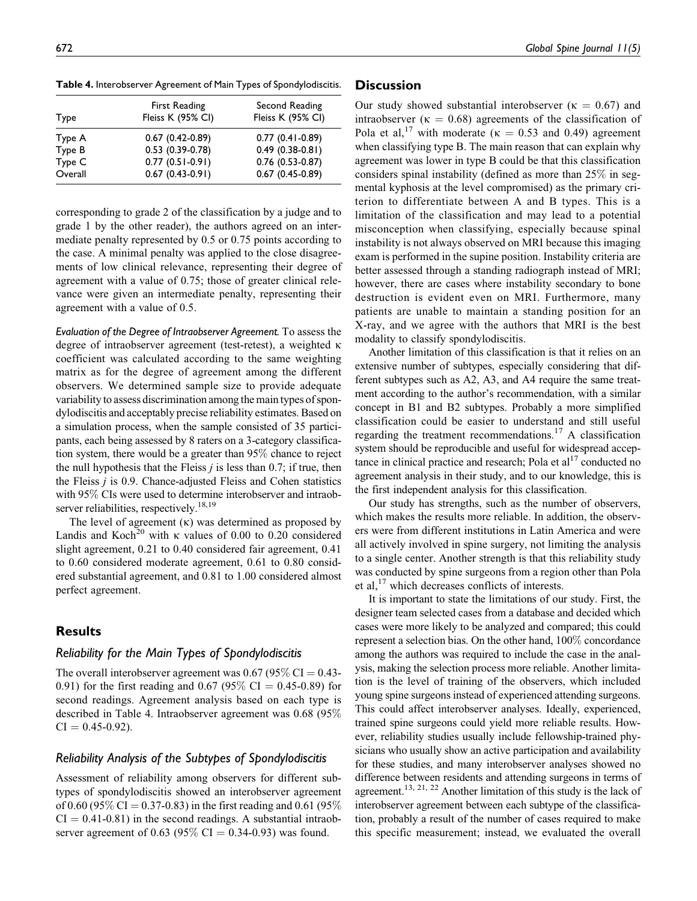**Table 4.** Interobserver Agreement of Main Types of Spondylodiscitis.

| Type | First Reading Fleiss K (95% CI) | Second Reading Fleiss K (95% CI) |
| --- | --- | --- |
| Type A | 0.67 (0.42-0.89) | 0.77 (0.41-0.89) |
| Type B | 0.53 (0.39-0.78) | 0.49 (0.38-0.81) |
| Type C | 0.77 (0.51-0.91) | 0.76 (0.53-0.87) |
| Overall | 0.67 (0.43-0.91) | 0.67 (0.45-0.89) |

corresponding to grade 2 of the classification by a judge and to grade 1 by the other reader), the authors agreed on an intermediate penalty represented by 0.5 or 0.75 points according to the case. A minimal penalty was applied to the close disagreements of low clinical relevance, representing their degree of agreement with a value of 0.75; those of greater clinical relevance were given an intermediate penalty, representing their agreement with a value of 0.5.

*Evaluation of the Degree of Intraobserver Agreement.* To assess the degree of intraobserver agreement (test-retest), a weighted $\kappa$ coefficient was calculated according to the same weighting matrix as for the degree of agreement among the different observers. We determined sample size to provide adequate variability to assess discrimination among the main types of spondylodiscitis and acceptably precise reliability estimates. Based on a simulation process, when the sample consisted of 35 participants, each being assessed by 8 raters on a 3-category classification system, there would be a greater than 95% chance to reject the null hypothesis that the Fleiss $j$ is less than 0.7; if true, then the Fleiss $j$ is 0.9. Chance-adjusted Fleiss and Cohen statistics with 95% CIs were used to determine interobserver and intraobserver reliabilities, respectively.[18,19]

The level of agreement ($\kappa$) was determined as proposed by Landis and Koch[20] with $\kappa$ values of 0.00 to 0.20 considered slight agreement, 0.21 to 0.40 considered fair agreement, 0.41 to 0.60 considered moderate agreement, 0.61 to 0.80 considered substantial agreement, and 0.81 to 1.00 considered almost perfect agreement.

## Results

### Reliability for the Main Types of Spondylodiscitis

The overall interobserver agreement was 0.67 (95% CI = 0.43-0.91) for the first reading and 0.67 (95% CI = 0.45-0.89) for second readings. Agreement analysis based on each type is described in Table 4. Intraobserver agreement was 0.68 (95% CI = 0.45-0.92).

### Reliability Analysis of the Subtypes of Spondylodiscitis

Assessment of reliability among observers for different subtypes of spondylodiscitis showed an interobserver agreement of 0.60 (95% CI = 0.37-0.83) in the first reading and 0.61 (95% CI = 0.41-0.81) in the second readings. A substantial intraobserver agreement of 0.63 (95% CI = 0.34-0.93) was found.

## Discussion

Our study showed substantial interobserver ($\kappa$ = 0.67) and intraobserver ($\kappa$ = 0.68) agreements of the classification of Pola et al,[17] with moderate ($\kappa$ = 0.53 and 0.49) agreement when classifying type B. The main reason that can explain why agreement was lower in type B could be that this classification considers spinal instability (defined as more than 25% in segmental kyphosis at the level compromised) as the primary criterion to differentiate between A and B types. This is a limitation of the classification and may lead to a potential misconception when classifying, especially because spinal instability is not always observed on MRI because this imaging exam is performed in the supine position. Instability criteria are better assessed through a standing radiograph instead of MRI; however, there are cases where instability secondary to bone destruction is evident even on MRI. Furthermore, many patients are unable to maintain a standing position for an X-ray, and we agree with the authors that MRI is the best modality to classify spondylodiscitis.

Another limitation of this classification is that it relies on an extensive number of subtypes, especially considering that different subtypes such as A2, A3, and A4 require the same treatment according to the author's recommendation, with a similar concept in B1 and B2 subtypes. Probably a more simplified classification could be easier to understand and still useful regarding the treatment recommendations.[17] A classification system should be reproducible and useful for widespread acceptance in clinical practice and research; Pola et al[17] conducted no agreement analysis in their study, and to our knowledge, this is the first independent analysis for this classification.

Our study has strengths, such as the number of observers, which makes the results more reliable. In addition, the observers were from different institutions in Latin America and were all actively involved in spine surgery, not limiting the analysis to a single center. Another strength is that this reliability study was conducted by spine surgeons from a region other than Pola et al,[17] which decreases conflicts of interests.

It is important to state the limitations of our study. First, the designer team selected cases from a database and decided which cases were more likely to be analyzed and compared; this could represent a selection bias. On the other hand, 100% concordance among the authors was required to include the case in the analysis, making the selection process more reliable. Another limitation is the level of training of the observers, which included young spine surgeons instead of experienced attending surgeons. This could affect interobserver analyses. Ideally, experienced, trained spine surgeons could yield more reliable results. However, reliability studies usually include fellowship-trained physicians who usually show an active participation and availability for these studies, and many interobserver analyses showed no difference between residents and attending surgeons in terms of agreement.[13,21,22] Another limitation of this study is the lack of interobserver agreement between each subtype of the classification, probably a result of the number of cases required to make this specific measurement; instead, we evaluated the overall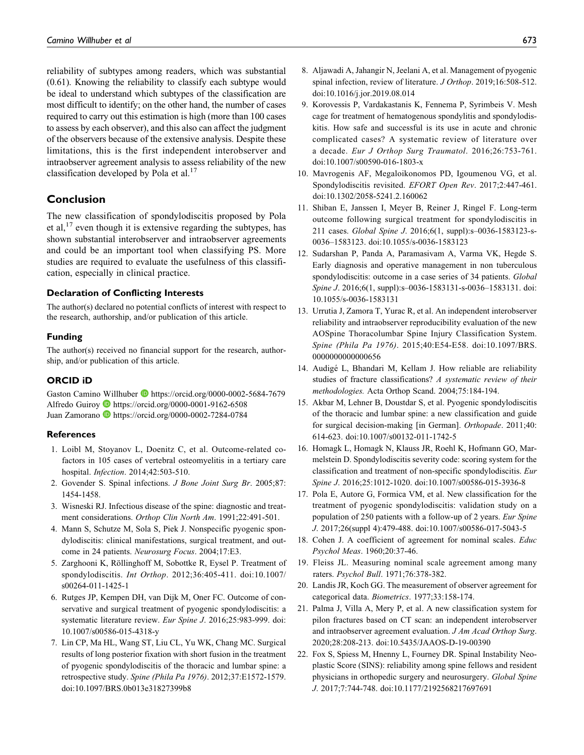reliability of subtypes among readers, which was substantial (0.61). Knowing the reliability to classify each subtype would be ideal to understand which subtypes of the classification are most difficult to identify; on the other hand, the number of cases required to carry out this estimation is high (more than 100 cases to assess by each observer), and this also can affect the judgment of the observers because of the extensive analysis. Despite these limitations, this is the first independent interobserver and intraobserver agreement analysis to assess reliability of the new classification developed by Pola et al.[17]

## Conclusion

The new classification of spondylodiscitis proposed by Pola et al,[17] even though it is extensive regarding the subtypes, has shown substantial interobserver and intraobserver agreements and could be an important tool when classifying PS. More studies are required to evaluate the usefulness of this classification, especially in clinical practice.

### Declaration of Conflicting Interests

The author(s) declared no potential conflicts of interest with respect to the research, authorship, and/or publication of this article.

### Funding

The author(s) received no financial support for the research, authorship, and/or publication of this article.

### ORCID iD

Gaston Camino Willhuber https://orcid.org/0000-0002-5684-7679
Alfredo Guiroy https://orcid.org/0000-0001-9162-6508
Juan Zamorano https://orcid.org/0000-0002-7284-0784

### References

1. Loibl M, Stoyanov L, Doenitz C, et al. Outcome-related co-factors in 105 cases of vertebral osteomyelitis in a tertiary care hospital. *Infection*. 2014;42:503-510.
2. Govender S. Spinal infections. *J Bone Joint Surg Br*. 2005;87:1454-1458.
3. Wisneski RJ. Infectious disease of the spine: diagnostic and treatment considerations. *Orthop Clin North Am*. 1991;22:491-501.
4. Mann S, Schutze M, Sola S, Piek J. Nonspecific pyogenic spondylodiscitis: clinical manifestations, surgical treatment, and outcome in 24 patients. *Neurosurg Focus*. 2004;17:E3.
5. Zarghooni K, Röllinghoff M, Sobottke R, Eysel P. Treatment of spondylodiscitis. *Int Orthop*. 2012;36:405-411. doi:10.1007/s00264-011-1425-1
6. Rutges JP, Kempen DH, van Dijk M, Oner FC. Outcome of conservative and surgical treatment of pyogenic spondylodiscitis: a systematic literature review. *Eur Spine J*. 2016;25:983-999. doi:10.1007/s00586-015-4318-y
7. Lin CP, Ma HL, Wang ST, Liu CL, Yu WK, Chang MC. Surgical results of long posterior fixation with short fusion in the treatment of pyogenic spondylodiscitis of the thoracic and lumbar spine: a retrospective study. *Spine (Phila Pa 1976)*. 2012;37:E1572-1579. doi:10.1097/BRS.0b013e31827399b8
8. Aljawadi A, Jahangir N, Jeelani A, et al. Management of pyogenic spinal infection, review of literature. *J Orthop*. 2019;16:508-512. doi:10.1016/j.jor.2019.08.014
9. Korovessis P, Vardakastanis K, Fennema P, Syrimbeis V. Mesh cage for treatment of hematogenous spondylitis and spondylodiskitis. How safe and successful is its use in acute and chronic complicated cases? A systematic review of literature over a decade. *Eur J Orthop Surg Traumatol*. 2016;26:753-761. doi:10.1007/s00590-016-1803-x
10. Mavrogenis AF, Megaloikonomos PD, Igoumenou VG, et al. Spondylodiscitis revisited. *EFORT Open Rev*. 2017;2:447-461. doi:10.1302/2058-5241.2.160062
11. Shiban E, Janssen I, Meyer B, Reiner J, Ringel F. Long-term outcome following surgical treatment for spondylodiscitis in 211 cases. *Global Spine J*. 2016;6(1, suppl):s–0036-1583123-s-0036–1583123. doi:10.1055/s-0036-1583123
12. Sudarshan P, Panda A, Paramasivam A, Varma VK, Hegde S. Early diagnosis and operative management in non tuberculous spondylodiscitis: outcome in a case series of 34 patients. *Global Spine J*. 2016;6(1, suppl):s–0036-1583131-s-0036–1583131. doi:10.1055/s-0036-1583131
13. Urrutia J, Zamora T, Yurac R, et al. An independent interobserver reliability and intraobserver reproducibility evaluation of the new AOSpine Thoracolumbar Spine Injury Classification System. *Spine (Phila Pa 1976)*. 2015;40:E54-E58. doi:10.1097/BRS.0000000000000656
14. Audigé L, Bhandari M, Kellam J. How reliable are reliability studies of fracture classifications? *A systematic review of their methodologies.* Acta Orthop Scand. 2004;75:184-194.
15. Akbar M, Lehner B, Doustdar S, et al. Pyogenic spondylodiscitis of the thoracic and lumbar spine: a new classification and guide for surgical decision-making [in German]. *Orthopade*. 2011;40:614-623. doi:10.1007/s00132-011-1742-5
16. Homagk L, Homagk N, Klauss JR, Roehl K, Hofmann GO, Marmelstein D. Spondylodiscitis severity code: scoring system for the classification and treatment of non-specific spondylodiscitis. *Eur Spine J*. 2016;25:1012-1020. doi:10.1007/s00586-015-3936-8
17. Pola E, Autore G, Formica VM, et al. New classification for the treatment of pyogenic spondylodiscitis: validation study on a population of 250 patients with a follow-up of 2 years. *Eur Spine J*. 2017;26(suppl 4):479-488. doi:10.1007/s00586-017-5043-5
18. Cohen J. A coefficient of agreement for nominal scales. *Educ Psychol Meas*. 1960;20:37-46.
19. Fleiss JL. Measuring nominal scale agreement among many raters. *Psychol Bull*. 1971;76:378-382.
20. Landis JR, Koch GG. The measurement of observer agreement for categorical data. *Biometrics*. 1977;33:158-174.
21. Palma J, Villa A, Mery P, et al. A new classification system for pilon fractures based on CT scan: an independent interobserver and intraobserver agreement evaluation. *J Am Acad Orthop Surg*. 2020;28:208-213. doi:10.5435/JAAOS-D-19-00390
22. Fox S, Spiess M, Hnenny L, Fourney DR. Spinal Instability Neoplastic Score (SINS): reliability among spine fellows and resident physicians in orthopedic surgery and neurosurgery. *Global Spine J*. 2017;7:744-748. doi:10.1177/2192568217697691